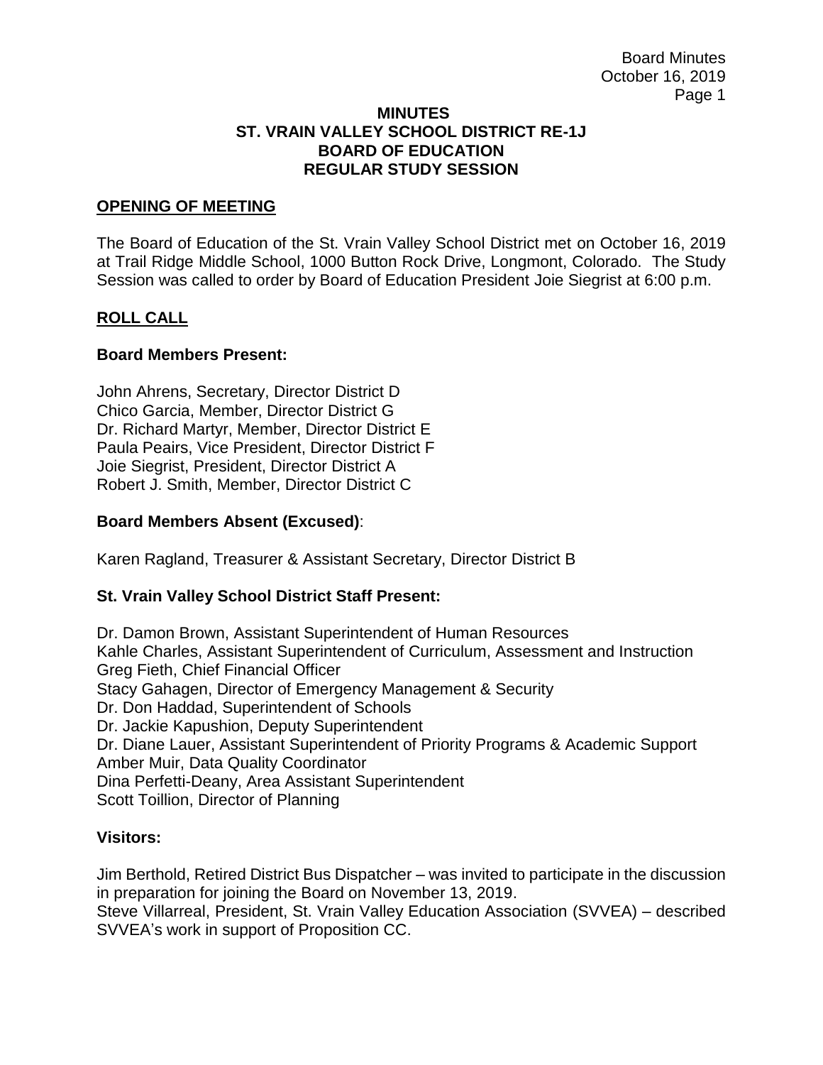# MINUTES
# ST. VRAIN VALLEY SCHOOL DISTRICT RE-1J
# BOARD OF EDUCATION
# REGULAR STUDY SESSION

## OPENING OF MEETING

The Board of Education of the St. Vrain Valley School District met on October 16, 2019 at Trail Ridge Middle School, 1000 Button Rock Drive, Longmont, Colorado. The Study Session was called to order by Board of Education President Joie Siegrist at 6:00 p.m.

## ROLL CALL

### Board Members Present:

John Ahrens, Secretary, Director District D
Chico Garcia, Member, Director District G
Dr. Richard Martyr, Member, Director District E
Paula Peairs, Vice President, Director District F
Joie Siegrist, President, Director District A
Robert J. Smith, Member, Director District C

### Board Members Absent (Excused):

Karen Ragland, Treasurer & Assistant Secretary, Director District B

### St. Vrain Valley School District Staff Present:

Dr. Damon Brown, Assistant Superintendent of Human Resources
Kahle Charles, Assistant Superintendent of Curriculum, Assessment and Instruction
Greg Fieth, Chief Financial Officer
Stacy Gahagen, Director of Emergency Management & Security
Dr. Don Haddad, Superintendent of Schools
Dr. Jackie Kapushion, Deputy Superintendent
Dr. Diane Lauer, Assistant Superintendent of Priority Programs & Academic Support
Amber Muir, Data Quality Coordinator
Dina Perfetti-Deany, Area Assistant Superintendent
Scott Toillion, Director of Planning

### Visitors:

Jim Berthold, Retired District Bus Dispatcher – was invited to participate in the discussion in preparation for joining the Board on November 13, 2019.
Steve Villarreal, President, St. Vrain Valley Education Association (SVVEA) – described SVVEA's work in support of Proposition CC.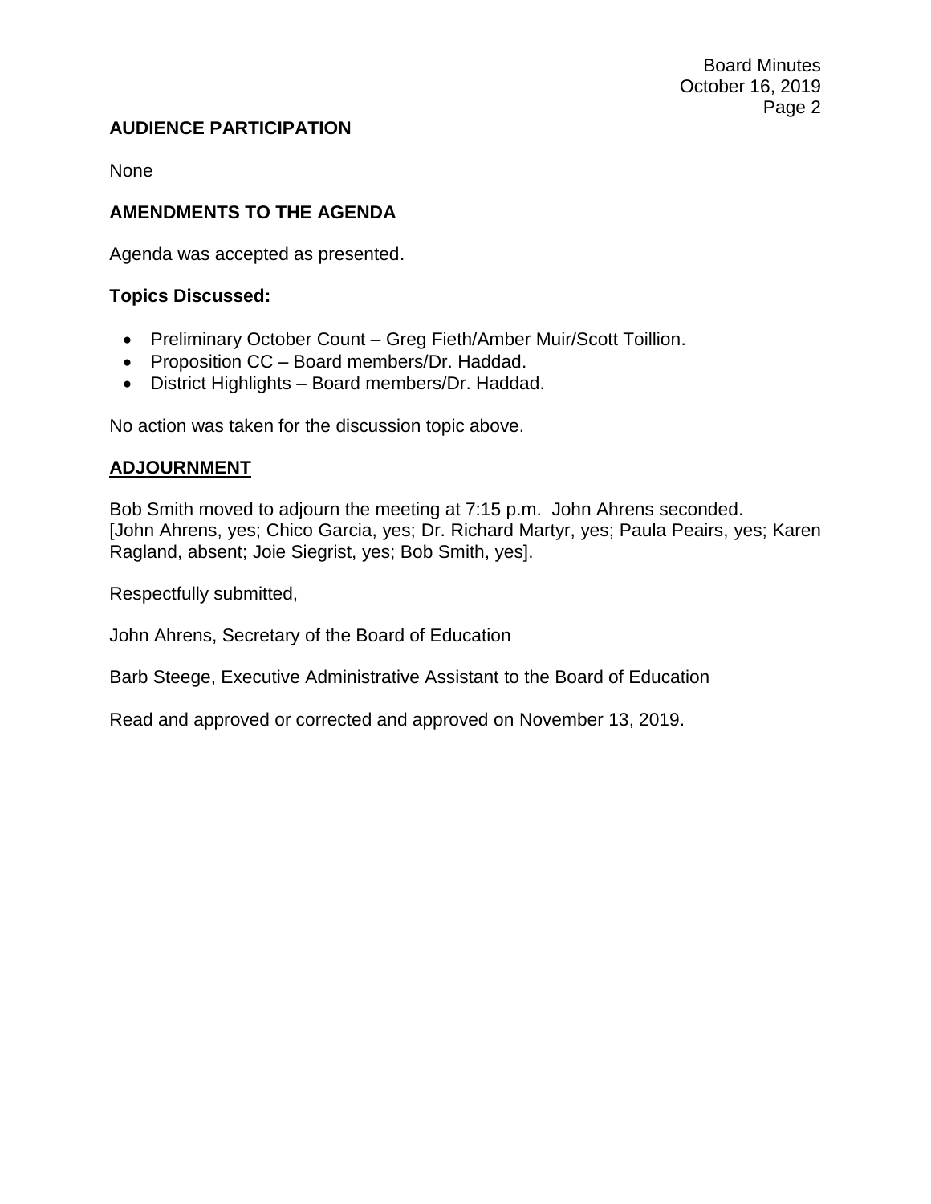## AUDIENCE PARTICIPATION

None

## AMENDMENTS TO THE AGENDA

Agenda was accepted as presented.

### Topics Discussed:

- Preliminary October Count – Greg Fieth/Amber Muir/Scott Toillion.
- Proposition CC – Board members/Dr. Haddad.
- District Highlights – Board members/Dr. Haddad.

No action was taken for the discussion topic above.

## ADJOURNMENT

Bob Smith moved to adjourn the meeting at 7:15 p.m. John Ahrens seconded. [John Ahrens, yes; Chico Garcia, yes; Dr. Richard Martyr, yes; Paula Peairs, yes; Karen Ragland, absent; Joie Siegrist, yes; Bob Smith, yes].

Respectfully submitted,

John Ahrens, Secretary of the Board of Education

Barb Steege, Executive Administrative Assistant to the Board of Education

Read and approved or corrected and approved on November 13, 2019.